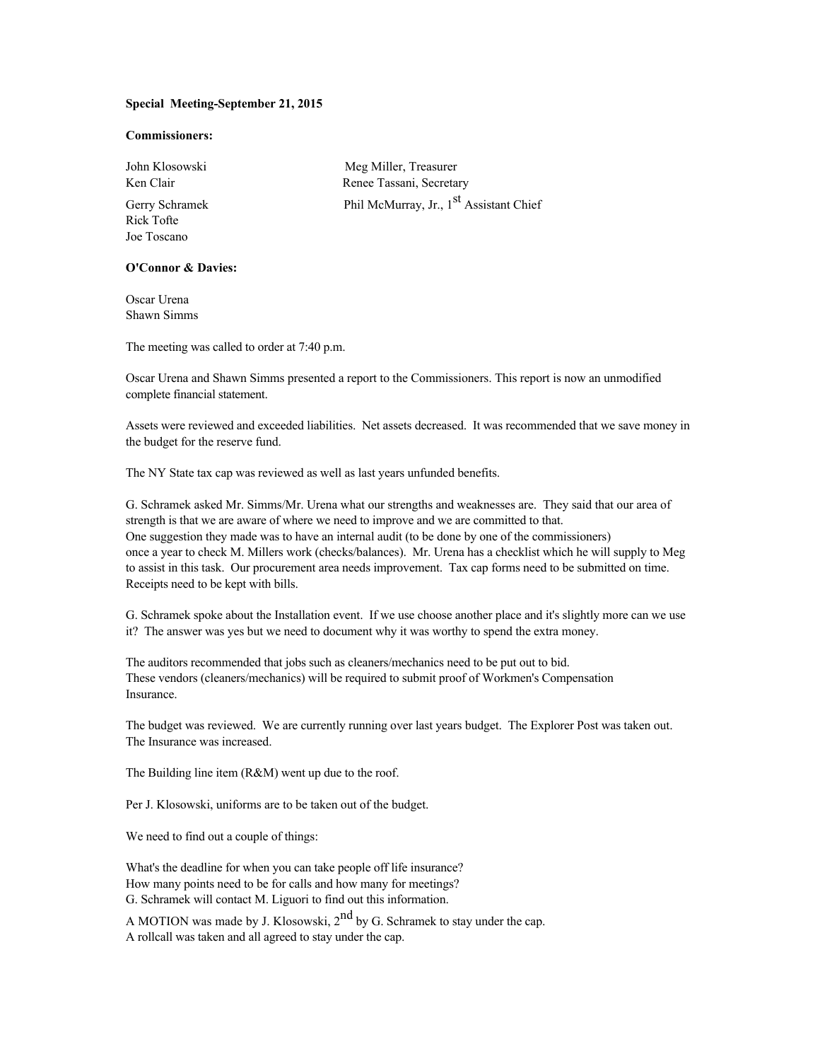**Special Meeting-September 21, 2015**

**Commissioners:**

John Klosowski — Meg Miller, Treasurer
Ken Clair — Renee Tassani, Secretary
Gerry Schramek — Phil McMurray, Jr., 1st Assistant Chief
Rick Tofte
Joe Toscano

**O'Connor & Davies:**

Oscar Urena
Shawn Simms

The meeting was called to order at 7:40 p.m.

Oscar Urena and Shawn Simms presented a report to the Commissioners. This report is now an unmodified complete financial statement.

Assets were reviewed and exceeded liabilities. Net assets decreased. It was recommended that we save money in the budget for the reserve fund.

The NY State tax cap was reviewed as well as last years unfunded benefits.

G. Schramek asked Mr. Simms/Mr. Urena what our strengths and weaknesses are. They said that our area of strength is that we are aware of where we need to improve and we are committed to that.
One suggestion they made was to have an internal audit (to be done by one of the commissioners) once a year to check M. Millers work (checks/balances). Mr. Urena has a checklist which he will supply to Meg to assist in this task. Our procurement area needs improvement. Tax cap forms need to be submitted on time. Receipts need to be kept with bills.

G. Schramek spoke about the Installation event. If we use choose another place and it's slightly more can we use it? The answer was yes but we need to document why it was worthy to spend the extra money.

The auditors recommended that jobs such as cleaners/mechanics need to be put out to bid.
These vendors (cleaners/mechanics) will be required to submit proof of Workmen's Compensation Insurance.

The budget was reviewed. We are currently running over last years budget. The Explorer Post was taken out. The Insurance was increased.

The Building line item (R&M) went up due to the roof.

Per J. Klosowski, uniforms are to be taken out of the budget.

We need to find out a couple of things:

What's the deadline for when you can take people off life insurance?
How many points need to be for calls and how many for meetings?
G. Schramek will contact M. Liguori to find out this information.

A MOTION was made by J. Klosowski, 2nd by G. Schramek to stay under the cap.
A rollcall was taken and all agreed to stay under the cap.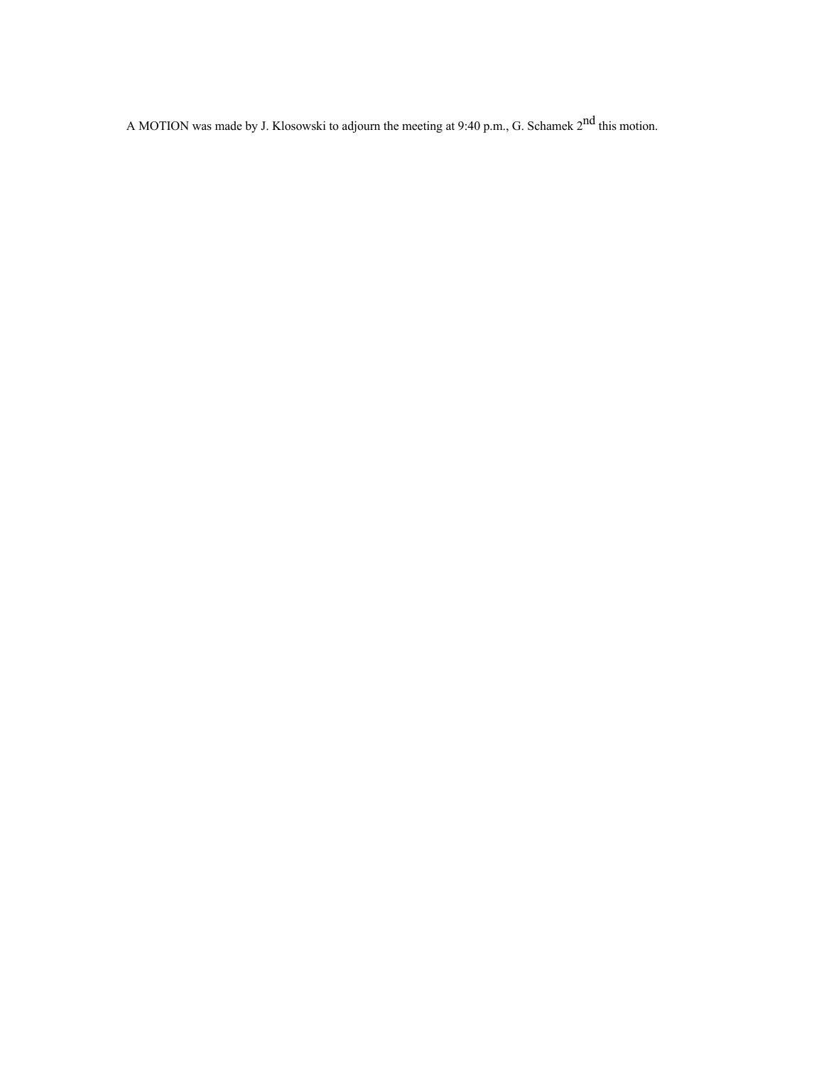A MOTION was made by J. Klosowski to adjourn the meeting at 9:40 p.m., G. Schamek 2nd this motion.